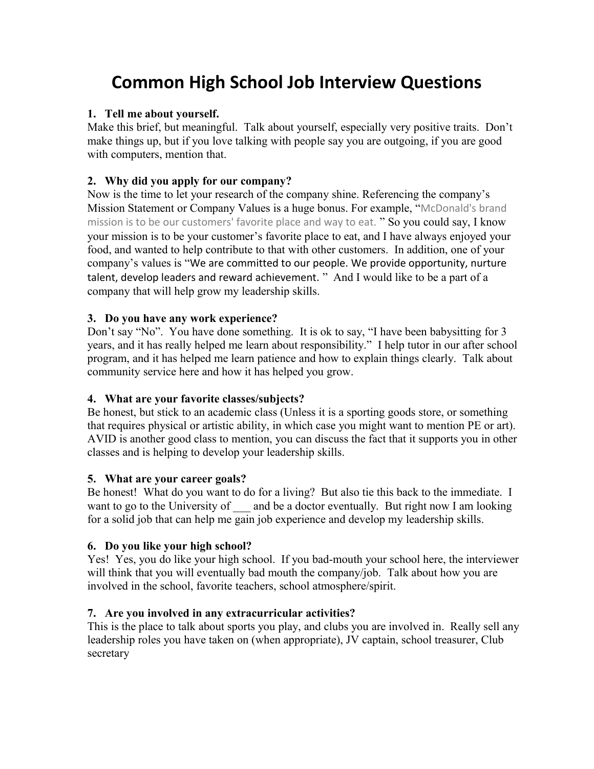# Common High School Job Interview Questions

1. **Tell me about yourself.**

Make this brief, but meaningful. Talk about yourself, especially very positive traits. Don't make things up, but if you love talking with people say you are outgoing, if you are good with computers, mention that.

2. **Why did you apply for our company?**

Now is the time to let your research of the company shine. Referencing the company's Mission Statement or Company Values is a huge bonus. For example, "McDonald's brand mission is to be our customers' favorite place and way to eat. " So you could say, I know your mission is to be your customer's favorite place to eat, and I have always enjoyed your food, and wanted to help contribute to that with other customers. In addition, one of your company's values is "We are committed to our people. We provide opportunity, nurture talent, develop leaders and reward achievement. " And I would like to be a part of a company that will help grow my leadership skills.

3. **Do you have any work experience?**

Don't say "No". You have done something. It is ok to say, "I have been babysitting for 3 years, and it has really helped me learn about responsibility." I help tutor in our after school program, and it has helped me learn patience and how to explain things clearly. Talk about community service here and how it has helped you grow.

4. **What are your favorite classes/subjects?**

Be honest, but stick to an academic class (Unless it is a sporting goods store, or something that requires physical or artistic ability, in which case you might want to mention PE or art). AVID is another good class to mention, you can discuss the fact that it supports you in other classes and is helping to develop your leadership skills.

5. **What are your career goals?**

Be honest! What do you want to do for a living? But also tie this back to the immediate. I want to go to the University of ___ and be a doctor eventually. But right now I am looking for a solid job that can help me gain job experience and develop my leadership skills.

6. **Do you like your high school?**

Yes! Yes, you do like your high school. If you bad-mouth your school here, the interviewer will think that you will eventually bad mouth the company/job. Talk about how you are involved in the school, favorite teachers, school atmosphere/spirit.

7. **Are you involved in any extracurricular activities?**

This is the place to talk about sports you play, and clubs you are involved in. Really sell any leadership roles you have taken on (when appropriate), JV captain, school treasurer, Club secretary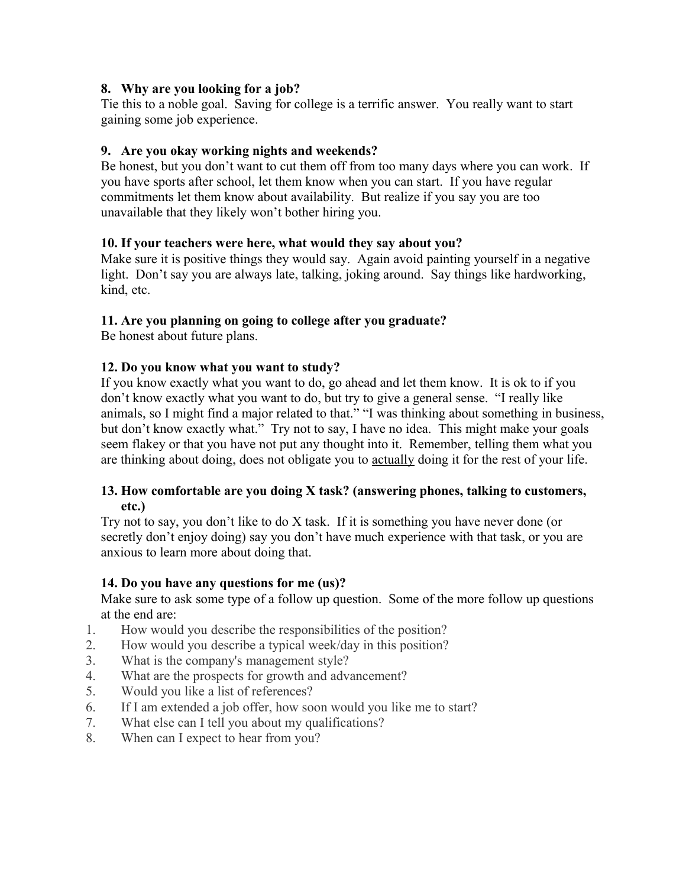**8. Why are you looking for a job?**

Tie this to a noble goal. Saving for college is a terrific answer. You really want to start gaining some job experience.

**9. Are you okay working nights and weekends?**

Be honest, but you don't want to cut them off from too many days where you can work. If you have sports after school, let them know when you can start. If you have regular commitments let them know about availability. But realize if you say you are too unavailable that they likely won't bother hiring you.

**10. If your teachers were here, what would they say about you?**

Make sure it is positive things they would say. Again avoid painting yourself in a negative light. Don't say you are always late, talking, joking around. Say things like hardworking, kind, etc.

**11. Are you planning on going to college after you graduate?**

Be honest about future plans.

**12. Do you know what you want to study?**

If you know exactly what you want to do, go ahead and let them know. It is ok to if you don't know exactly what you want to do, but try to give a general sense. "I really like animals, so I might find a major related to that." "I was thinking about something in business, but don't know exactly what." Try not to say, I have no idea. This might make your goals seem flakey or that you have not put any thought into it. Remember, telling them what you are thinking about doing, does not obligate you to <u>actually</u> doing it for the rest of your life.

**13. How comfortable are you doing X task? (answering phones, talking to customers, etc.)**

Try not to say, you don't like to do X task. If it is something you have never done (or secretly don't enjoy doing) say you don't have much experience with that task, or you are anxious to learn more about doing that.

**14. Do you have any questions for me (us)?**

Make sure to ask some type of a follow up question. Some of the more follow up questions at the end are:

1. How would you describe the responsibilities of the position?
2. How would you describe a typical week/day in this position?
3. What is the company's management style?
4. What are the prospects for growth and advancement?
5. Would you like a list of references?
6. If I am extended a job offer, how soon would you like me to start?
7. What else can I tell you about my qualifications?
8. When can I expect to hear from you?